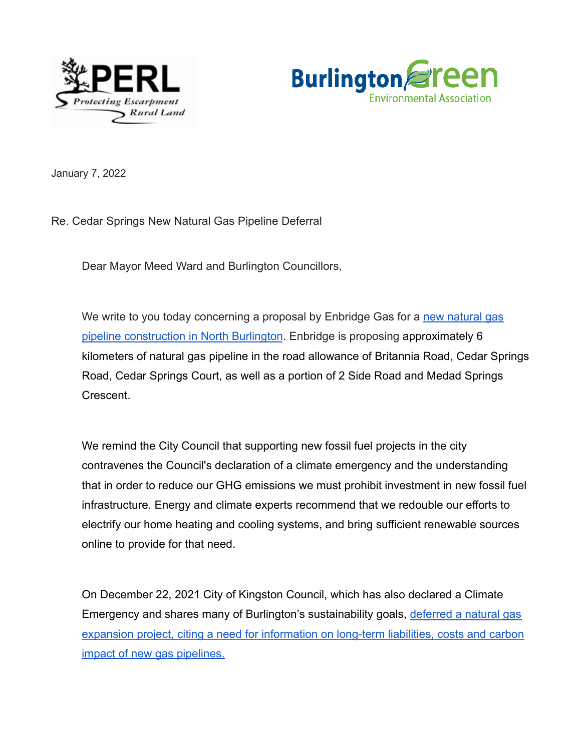PERL Protecting Escarpment Rural Land

BurlingtonGreen Environmental Association

January 7, 2022

Re. Cedar Springs New Natural Gas Pipeline Deferral

Dear Mayor Meed Ward and Burlington Councillors,

We write to you today concerning a proposal by Enbridge Gas for a [new natural gas pipeline construction in North Burlington](). Enbridge is proposing approximately 6 kilometers of natural gas pipeline in the road allowance of Britannia Road, Cedar Springs Road, Cedar Springs Court, as well as a portion of 2 Side Road and Medad Springs Crescent.

We remind the City Council that supporting new fossil fuel projects in the city contravenes the Council's declaration of a climate emergency and the understanding that in order to reduce our GHG emissions we must prohibit investment in new fossil fuel infrastructure. Energy and climate experts recommend that we redouble our efforts to electrify our home heating and cooling systems, and bring sufficient renewable sources online to provide for that need.

On December 22, 2021 City of Kingston Council, which has also declared a Climate Emergency and shares many of Burlington's sustainability goals, [deferred a natural gas expansion project, citing a need for information on long-term liabilities, costs and carbon impact of new gas pipelines.]()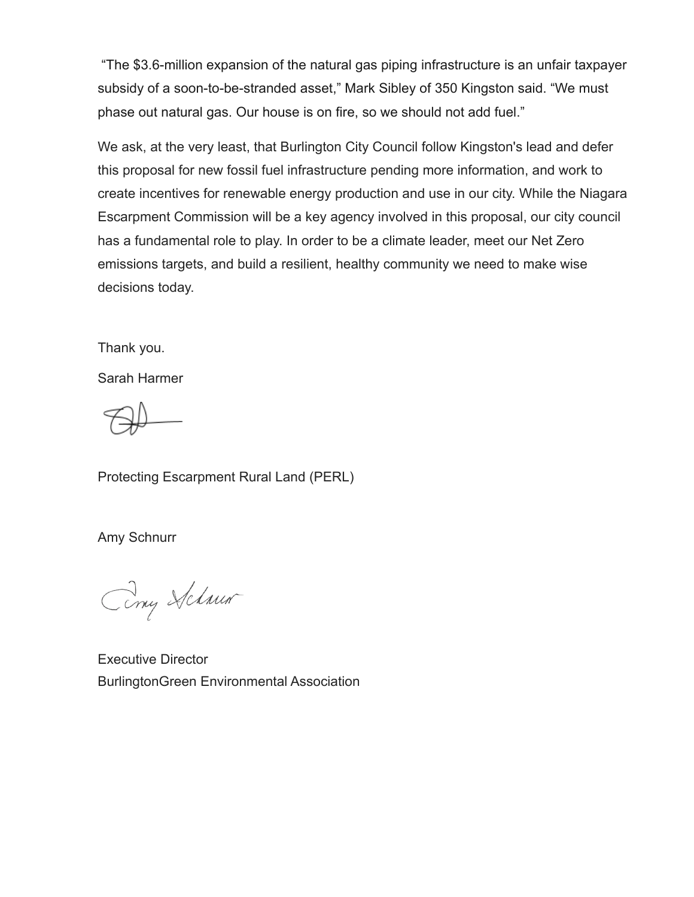"The $3.6-million expansion of the natural gas piping infrastructure is an unfair taxpayer subsidy of a soon-to-be-stranded asset," Mark Sibley of 350 Kingston said. "We must phase out natural gas. Our house is on fire, so we should not add fuel."

We ask, at the very least, that Burlington City Council follow Kingston's lead and defer this proposal for new fossil fuel infrastructure pending more information, and work to create incentives for renewable energy production and use in our city. While the Niagara Escarpment Commission will be a key agency involved in this proposal, our city council has a fundamental role to play. In order to be a climate leader, meet our Net Zero emissions targets, and build a resilient, healthy community we need to make wise decisions today.

Thank you.

Sarah Harmer

Protecting Escarpment Rural Land (PERL)

Amy Schnurr

Executive Director
BurlingtonGreen Environmental Association